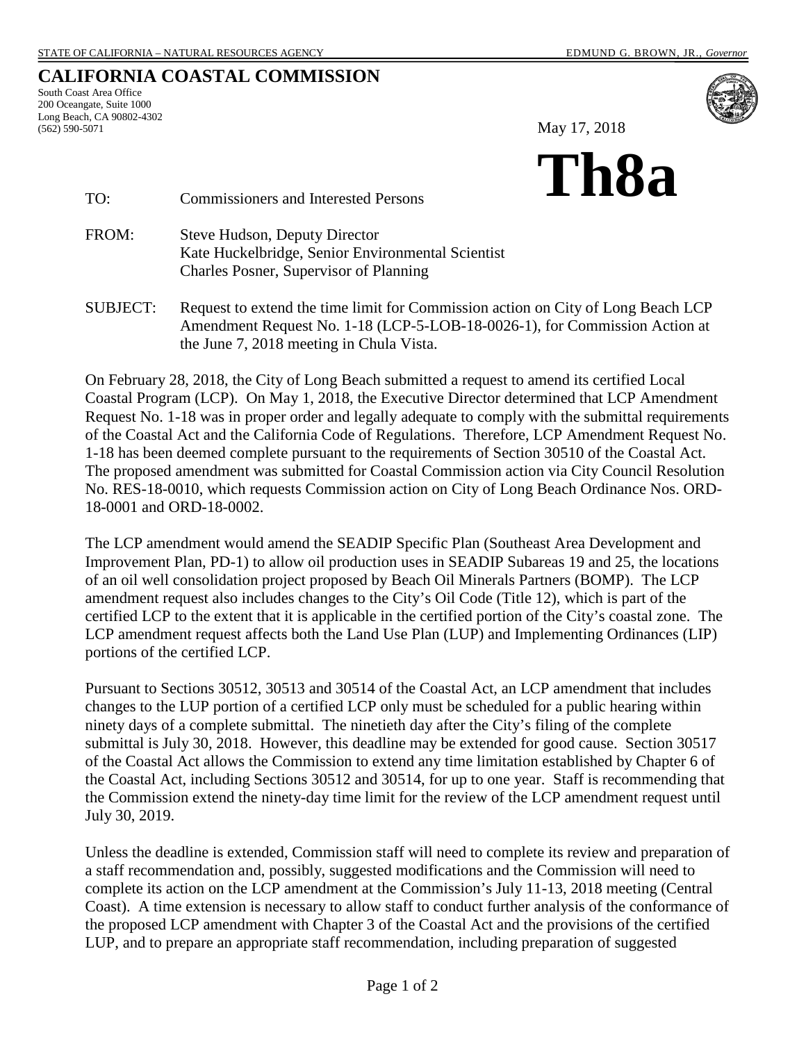STATE OF CALIFORNIA – NATURAL RESOURCES AGENCY EDMUND G. BROWN, JR., *Governor*

# CALIFORNIA COASTAL COMMISSION

South Coast Area Office
200 Oceangate, Suite 1000
Long Beach, CA 90802-4302
(562) 590-5071

May 17, 2018

# Th8a

TO: Commissioners and Interested Persons

FROM: Steve Hudson, Deputy Director
Kate Huckelbridge, Senior Environmental Scientist
Charles Posner, Supervisor of Planning

SUBJECT: Request to extend the time limit for Commission action on City of Long Beach LCP Amendment Request No. 1-18 (LCP-5-LOB-18-0026-1), for Commission Action at the June 7, 2018 meeting in Chula Vista.

On February 28, 2018, the City of Long Beach submitted a request to amend its certified Local Coastal Program (LCP). On May 1, 2018, the Executive Director determined that LCP Amendment Request No. 1-18 was in proper order and legally adequate to comply with the submittal requirements of the Coastal Act and the California Code of Regulations. Therefore, LCP Amendment Request No. 1-18 has been deemed complete pursuant to the requirements of Section 30510 of the Coastal Act. The proposed amendment was submitted for Coastal Commission action via City Council Resolution No. RES-18-0010, which requests Commission action on City of Long Beach Ordinance Nos. ORD-18-0001 and ORD-18-0002.

The LCP amendment would amend the SEADIP Specific Plan (Southeast Area Development and Improvement Plan, PD-1) to allow oil production uses in SEADIP Subareas 19 and 25, the locations of an oil well consolidation project proposed by Beach Oil Minerals Partners (BOMP). The LCP amendment request also includes changes to the City's Oil Code (Title 12), which is part of the certified LCP to the extent that it is applicable in the certified portion of the City's coastal zone. The LCP amendment request affects both the Land Use Plan (LUP) and Implementing Ordinances (LIP) portions of the certified LCP.

Pursuant to Sections 30512, 30513 and 30514 of the Coastal Act, an LCP amendment that includes changes to the LUP portion of a certified LCP only must be scheduled for a public hearing within ninety days of a complete submittal. The ninetieth day after the City's filing of the complete submittal is July 30, 2018. However, this deadline may be extended for good cause. Section 30517 of the Coastal Act allows the Commission to extend any time limitation established by Chapter 6 of the Coastal Act, including Sections 30512 and 30514, for up to one year. Staff is recommending that the Commission extend the ninety-day time limit for the review of the LCP amendment request until July 30, 2019.

Unless the deadline is extended, Commission staff will need to complete its review and preparation of a staff recommendation and, possibly, suggested modifications and the Commission will need to complete its action on the LCP amendment at the Commission's July 11-13, 2018 meeting (Central Coast). A time extension is necessary to allow staff to conduct further analysis of the conformance of the proposed LCP amendment with Chapter 3 of the Coastal Act and the provisions of the certified LUP, and to prepare an appropriate staff recommendation, including preparation of suggested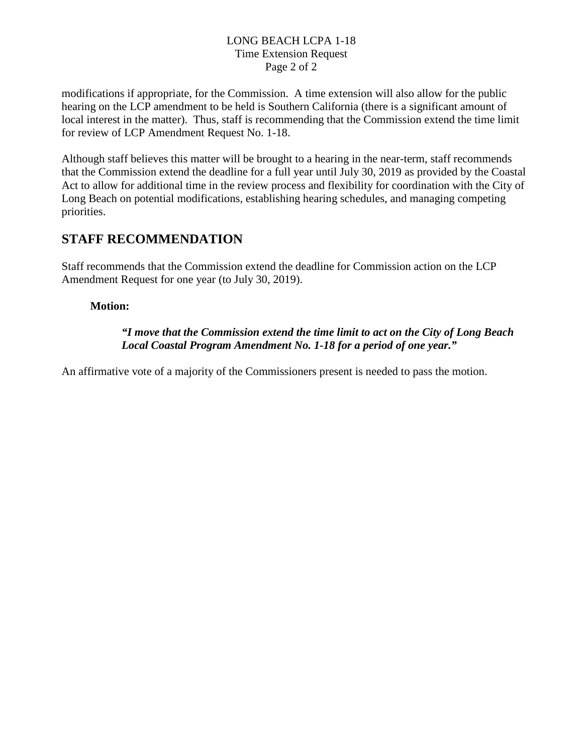modifications if appropriate, for the Commission. A time extension will also allow for the public hearing on the LCP amendment to be held is Southern California (there is a significant amount of local interest in the matter). Thus, staff is recommending that the Commission extend the time limit for review of LCP Amendment Request No. 1-18.

Although staff believes this matter will be brought to a hearing in the near-term, staff recommends that the Commission extend the deadline for a full year until July 30, 2019 as provided by the Coastal Act to allow for additional time in the review process and flexibility for coordination with the City of Long Beach on potential modifications, establishing hearing schedules, and managing competing priorities.

## STAFF RECOMMENDATION

Staff recommends that the Commission extend the deadline for Commission action on the LCP Amendment Request for one year (to July 30, 2019).

**Motion:**

> ***"I move that the Commission extend the time limit to act on the City of Long Beach Local Coastal Program Amendment No. 1-18 for a period of one year."***

An affirmative vote of a majority of the Commissioners present is needed to pass the motion.